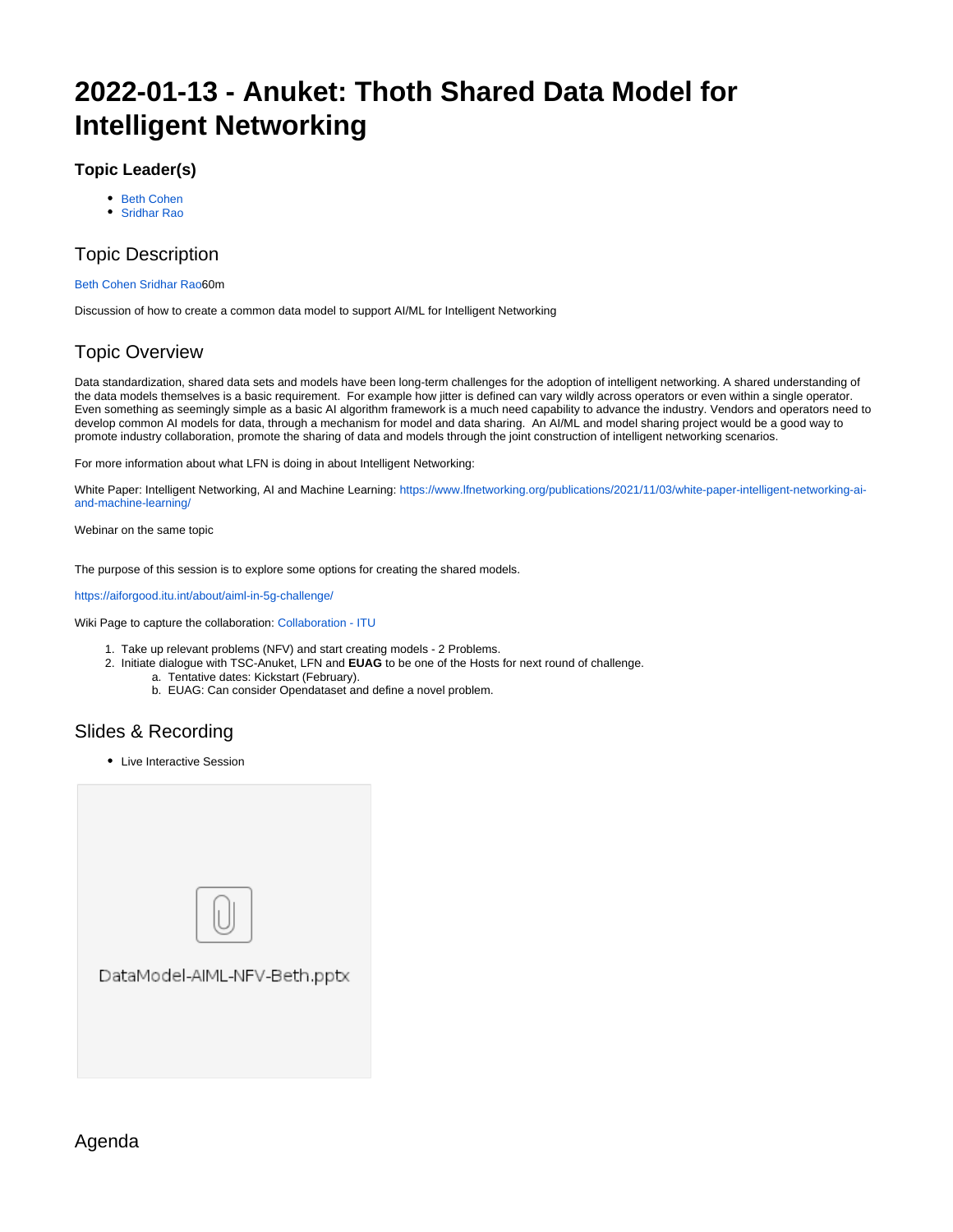# 2022-01-13 - Anuket: Thoth Shared Data Model for Intelligent Networking

### Topic Leader(s)

- Beth Cohen
- Sridhar Rao

## Topic Description

Beth Cohen Sridhar Rao60m

Discussion of how to create a common data model to support AI/ML for Intelligent Networking

## Topic Overview

Data standardization, shared data sets and models have been long-term challenges for the adoption of intelligent networking. A shared understanding of the data models themselves is a basic requirement. For example how jitter is defined can vary wildly across operators or even within a single operator. Even something as seemingly simple as a basic AI algorithm framework is a much need capability to advance the industry. Vendors and operators need to develop common AI models for data, through a mechanism for model and data sharing. An AI/ML and model sharing project would be a good way to promote industry collaboration, promote the sharing of data and models through the joint construction of intelligent networking scenarios.

For more information about what LFN is doing in about Intelligent Networking:

White Paper: Intelligent Networking, AI and Machine Learning: https://www.lfnetworking.org/publications/2021/11/03/white-paper-intelligent-networking-ai-and-machine-learning/

Webinar on the same topic

The purpose of this session is to explore some options for creating the shared models.

https://aiforgood.itu.int/about/aiml-in-5g-challenge/

Wiki Page to capture the collaboration: Collaboration - ITU

1. Take up relevant problems (NFV) and start creating models - 2 Problems.
2. Initiate dialogue with TSC-Anuket, LFN and **EUAG** to be one of the Hosts for next round of challenge.
   a. Tentative dates: Kickstart (February).
   b. EUAG: Can consider Opendataset and define a novel problem.

## Slides & Recording

- Live Interactive Session

DataModel-AIML-NFV-Beth.pptx

## Agenda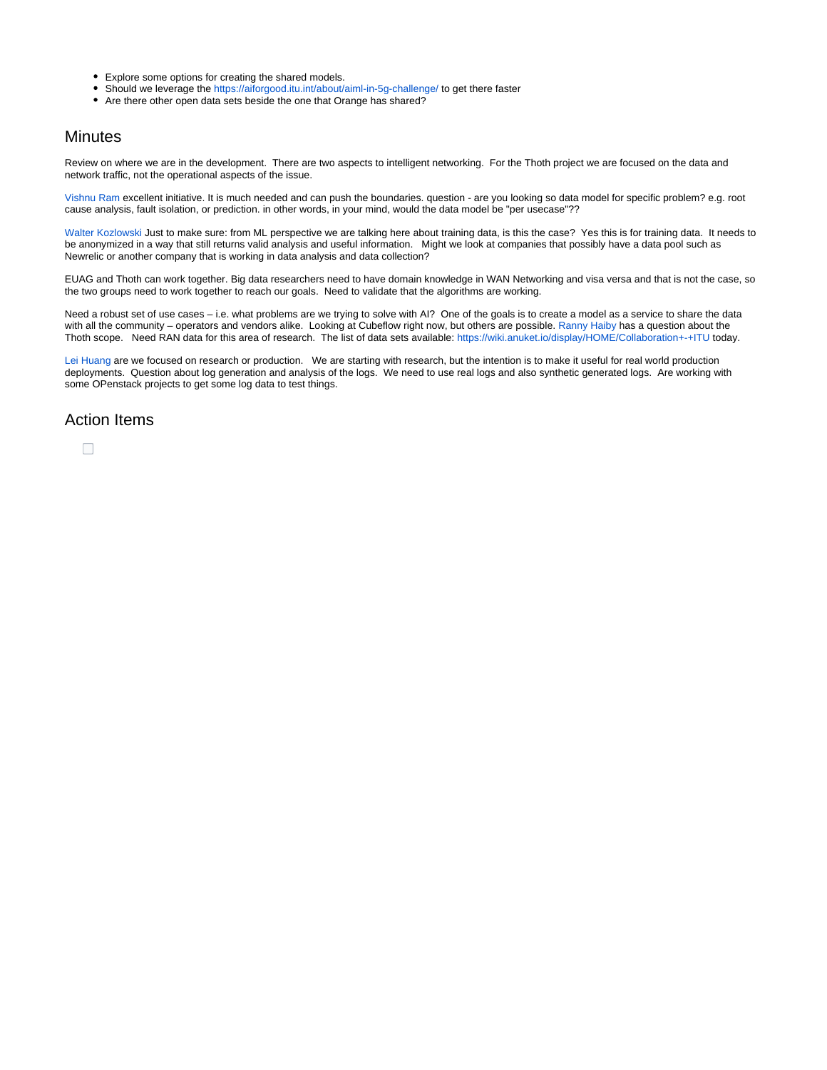- Explore some options for creating the shared models.
- Should we leverage the https://aiforgood.itu.int/about/aiml-in-5g-challenge/ to get there faster
- Are there other open data sets beside the one that Orange has shared?

## Minutes

Review on where we are in the development.  There are two aspects to intelligent networking.  For the Thoth project we are focused on the data and network traffic, not the operational aspects of the issue.

Vishnu Ram excellent initiative. It is much needed and can push the boundaries. question - are you looking so data model for specific problem? e.g. root cause analysis, fault isolation, or prediction. in other words, in your mind, would the data model be "per usecase"??

Walter Kozlowski Just to make sure: from ML perspective we are talking here about training data, is this the case?  Yes this is for training data.  It needs to be anonymized in a way that still returns valid analysis and useful information.   Might we look at companies that possibly have a data pool such as Newrelic or another company that is working in data analysis and data collection?

EUAG and Thoth can work together. Big data researchers need to have domain knowledge in WAN Networking and visa versa and that is not the case, so the two groups need to work together to reach our goals.  Need to validate that the algorithms are working.

Need a robust set of use cases – i.e. what problems are we trying to solve with AI?  One of the goals is to create a model as a service to share the data with all the community – operators and vendors alike.  Looking at Cubeflow right now, but others are possible. Ranny Haiby has a question about the Thoth scope.   Need RAN data for this area of research.  The list of data sets available: https://wiki.anuket.io/display/HOME/Collaboration+-+ITU today.

Lei Huang are we focused on research or production.   We are starting with research, but the intention is to make it useful for real world production deployments.  Question about log generation and analysis of the logs.  We need to use real logs and also synthetic generated logs.  Are working with some OPenstack projects to get some log data to test things.

## Action Items

- [ ]